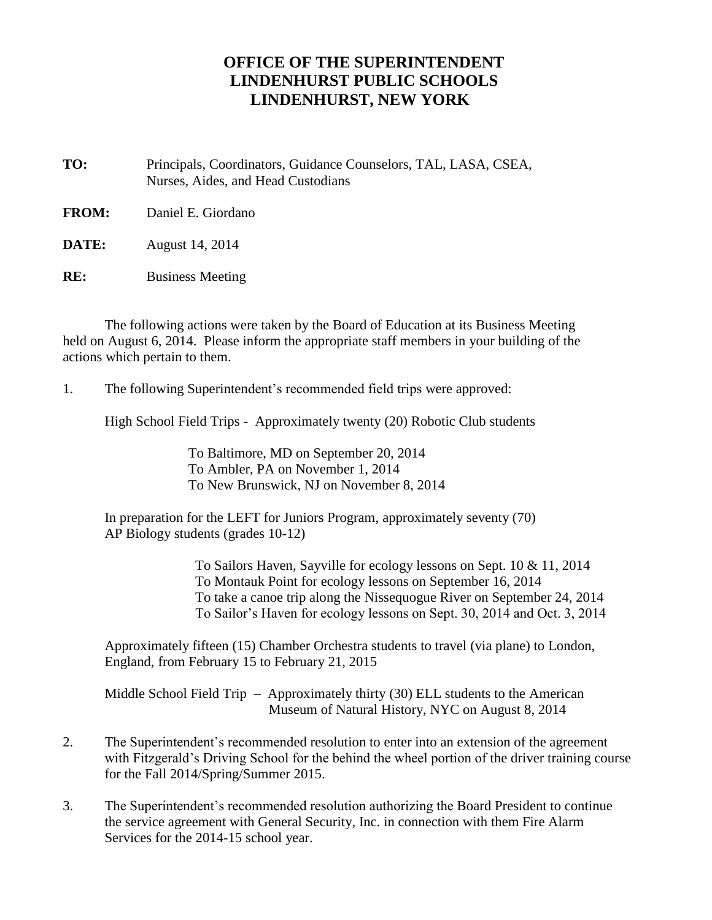# OFFICE OF THE SUPERINTENDENT
# LINDENHURST PUBLIC SCHOOLS
# LINDENHURST, NEW YORK

**TO:** Principals, Coordinators, Guidance Counselors, TAL, LASA, CSEA, Nurses, Aides, and Head Custodians

**FROM:** Daniel E. Giordano

**DATE:** August 14, 2014

**RE:** Business Meeting

The following actions were taken by the Board of Education at its Business Meeting held on August 6, 2014. Please inform the appropriate staff members in your building of the actions which pertain to them.

1. The following Superintendent's recommended field trips were approved:

   High School Field Trips - Approximately twenty (20) Robotic Club students

   To Baltimore, MD on September 20, 2014
   To Ambler, PA on November 1, 2014
   To New Brunswick, NJ on November 8, 2014

   In preparation for the LEFT for Juniors Program, approximately seventy (70) AP Biology students (grades 10-12)

   To Sailors Haven, Sayville for ecology lessons on Sept. 10 & 11, 2014
   To Montauk Point for ecology lessons on September 16, 2014
   To take a canoe trip along the Nissequogue River on September 24, 2014
   To Sailor's Haven for ecology lessons on Sept. 30, 2014 and Oct. 3, 2014

   Approximately fifteen (15) Chamber Orchestra students to travel (via plane) to London, England, from February 15 to February 21, 2015

   Middle School Field Trip – Approximately thirty (30) ELL students to the American Museum of Natural History, NYC on August 8, 2014

2. The Superintendent's recommended resolution to enter into an extension of the agreement with Fitzgerald's Driving School for the behind the wheel portion of the driver training course for the Fall 2014/Spring/Summer 2015.

3. The Superintendent's recommended resolution authorizing the Board President to continue the service agreement with General Security, Inc. in connection with them Fire Alarm Services for the 2014-15 school year.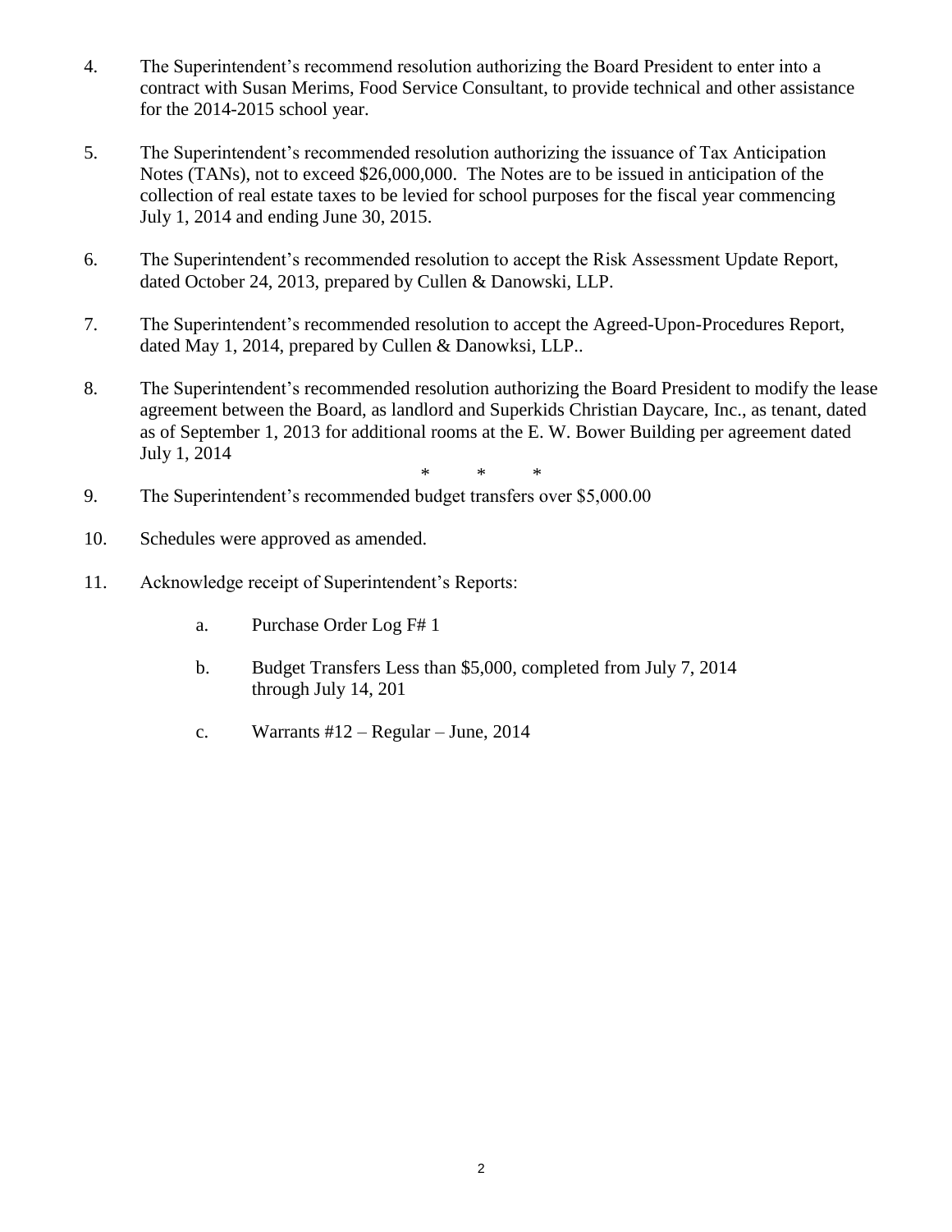4. The Superintendent's recommend resolution authorizing the Board President to enter into a contract with Susan Merims, Food Service Consultant, to provide technical and other assistance for the 2014-2015 school year.

5. The Superintendent's recommended resolution authorizing the issuance of Tax Anticipation Notes (TANs), not to exceed $26,000,000. The Notes are to be issued in anticipation of the collection of real estate taxes to be levied for school purposes for the fiscal year commencing July 1, 2014 and ending June 30, 2015.

6. The Superintendent's recommended resolution to accept the Risk Assessment Update Report, dated October 24, 2013, prepared by Cullen & Danowski, LLP.

7. The Superintendent's recommended resolution to accept the Agreed-Upon-Procedures Report, dated May 1, 2014, prepared by Cullen & Danowksi, LLP..

8. The Superintendent's recommended resolution authorizing the Board President to modify the lease agreement between the Board, as landlord and Superkids Christian Daycare, Inc., as tenant, dated as of September 1, 2013 for additional rooms at the E. W. Bower Building per agreement dated July 1, 2014

\* \* \*

9. The Superintendent's recommended budget transfers over $5,000.00

10. Schedules were approved as amended.

11. Acknowledge receipt of Superintendent's Reports:

    a. Purchase Order Log F# 1

    b. Budget Transfers Less than $5,000, completed from July 7, 2014 through July 14, 201

    c. Warrants #12 – Regular – June, 2014